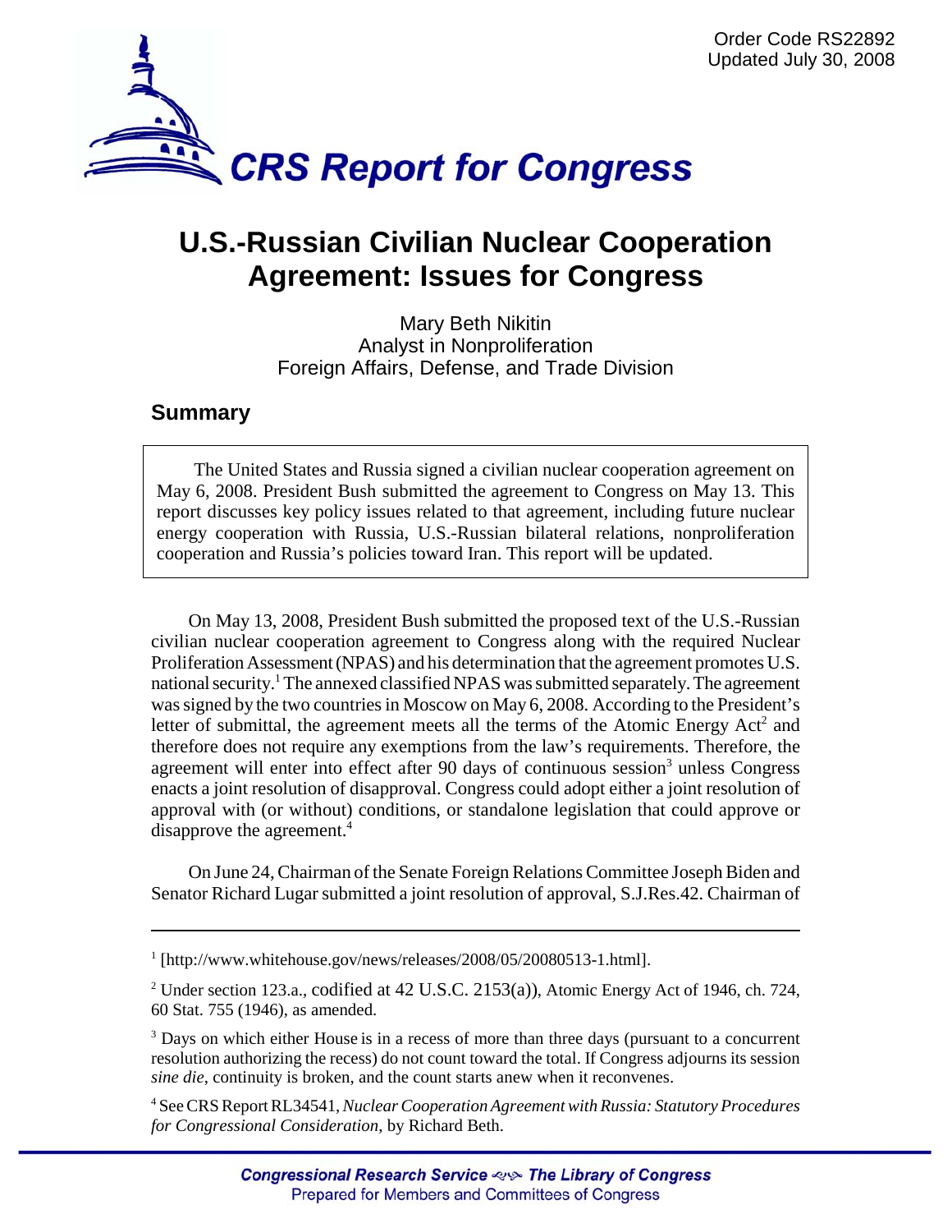Order Code RS22892
Updated July 30, 2008

# CRS Report for Congress

# U.S.-Russian Civilian Nuclear Cooperation Agreement: Issues for Congress

Mary Beth Nikitin
Analyst in Nonproliferation
Foreign Affairs, Defense, and Trade Division

## Summary

The United States and Russia signed a civilian nuclear cooperation agreement on May 6, 2008. President Bush submitted the agreement to Congress on May 13. This report discusses key policy issues related to that agreement, including future nuclear energy cooperation with Russia, U.S.-Russian bilateral relations, nonproliferation cooperation and Russia's policies toward Iran. This report will be updated.

On May 13, 2008, President Bush submitted the proposed text of the U.S.-Russian civilian nuclear cooperation agreement to Congress along with the required Nuclear Proliferation Assessment (NPAS) and his determination that the agreement promotes U.S. national security.[1] The annexed classified NPAS was submitted separately. The agreement was signed by the two countries in Moscow on May 6, 2008. According to the President's letter of submittal, the agreement meets all the terms of the Atomic Energy Act[2] and therefore does not require any exemptions from the law's requirements. Therefore, the agreement will enter into effect after 90 days of continuous session[3] unless Congress enacts a joint resolution of disapproval. Congress could adopt either a joint resolution of approval with (or without) conditions, or standalone legislation that could approve or disapprove the agreement.[4]

On June 24, Chairman of the Senate Foreign Relations Committee Joseph Biden and Senator Richard Lugar submitted a joint resolution of approval, S.J.Res.42. Chairman of

---

[1] [http://www.whitehouse.gov/news/releases/2008/05/20080513-1.html].

[2] Under section 123.a., codified at 42 U.S.C. 2153(a)), Atomic Energy Act of 1946, ch. 724, 60 Stat. 755 (1946), as amended.

[3] Days on which either House is in a recess of more than three days (pursuant to a concurrent resolution authorizing the recess) do not count toward the total. If Congress adjourns its session *sine die*, continuity is broken, and the count starts anew when it reconvenes.

[4] See CRS Report RL34541, *Nuclear Cooperation Agreement with Russia: Statutory Procedures for Congressional Consideration*, by Richard Beth.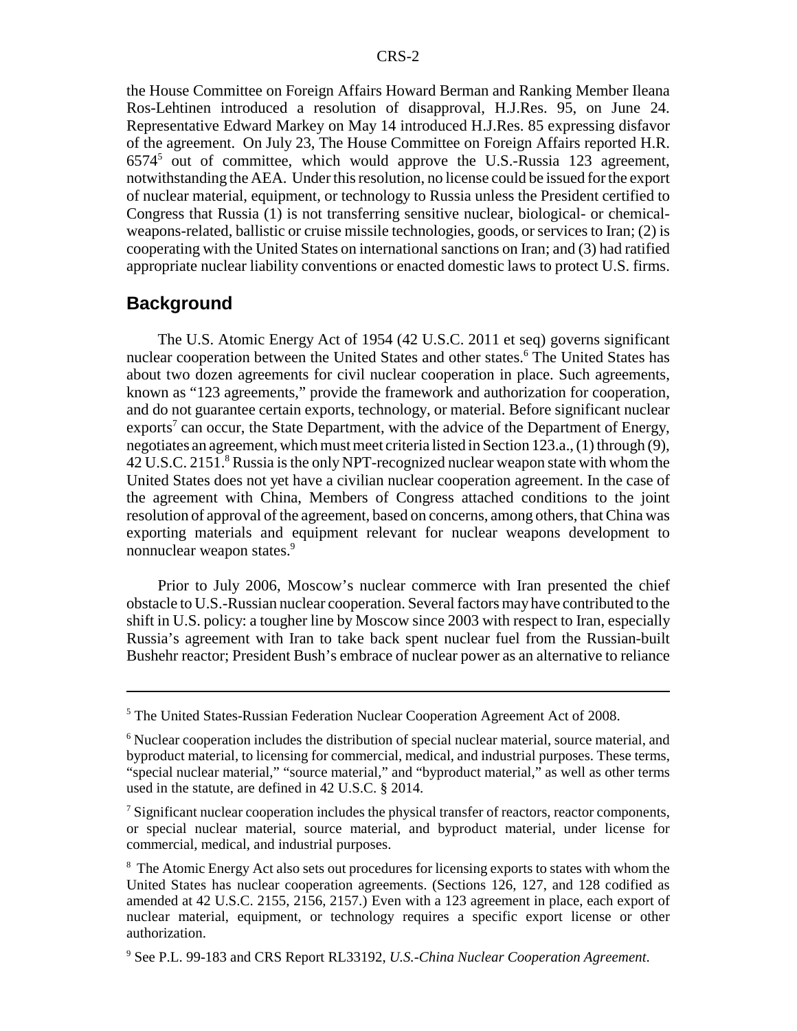the House Committee on Foreign Affairs Howard Berman and Ranking Member Ileana Ros-Lehtinen introduced a resolution of disapproval, H.J.Res. 95, on June 24. Representative Edward Markey on May 14 introduced H.J.Res. 85 expressing disfavor of the agreement. On July 23, The House Committee on Foreign Affairs reported H.R. 6574[5] out of committee, which would approve the U.S.-Russia 123 agreement, notwithstanding the AEA. Under this resolution, no license could be issued for the export of nuclear material, equipment, or technology to Russia unless the President certified to Congress that Russia (1) is not transferring sensitive nuclear, biological- or chemical-weapons-related, ballistic or cruise missile technologies, goods, or services to Iran; (2) is cooperating with the United States on international sanctions on Iran; and (3) had ratified appropriate nuclear liability conventions or enacted domestic laws to protect U.S. firms.

## Background

The U.S. Atomic Energy Act of 1954 (42 U.S.C. 2011 et seq) governs significant nuclear cooperation between the United States and other states.[6] The United States has about two dozen agreements for civil nuclear cooperation in place. Such agreements, known as "123 agreements," provide the framework and authorization for cooperation, and do not guarantee certain exports, technology, or material. Before significant nuclear exports[7] can occur, the State Department, with the advice of the Department of Energy, negotiates an agreement, which must meet criteria listed in Section 123.a., (1) through (9), 42 U.S.C. 2151.[8] Russia is the only NPT-recognized nuclear weapon state with whom the United States does not yet have a civilian nuclear cooperation agreement. In the case of the agreement with China, Members of Congress attached conditions to the joint resolution of approval of the agreement, based on concerns, among others, that China was exporting materials and equipment relevant for nuclear weapons development to nonnuclear weapon states.[9]

Prior to July 2006, Moscow's nuclear commerce with Iran presented the chief obstacle to U.S.-Russian nuclear cooperation. Several factors may have contributed to the shift in U.S. policy: a tougher line by Moscow since 2003 with respect to Iran, especially Russia's agreement with Iran to take back spent nuclear fuel from the Russian-built Bushehr reactor; President Bush's embrace of nuclear power as an alternative to reliance

---

[5] The United States-Russian Federation Nuclear Cooperation Agreement Act of 2008.

[6] Nuclear cooperation includes the distribution of special nuclear material, source material, and byproduct material, to licensing for commercial, medical, and industrial purposes. These terms, "special nuclear material," "source material," and "byproduct material," as well as other terms used in the statute, are defined in 42 U.S.C. § 2014.

[7] Significant nuclear cooperation includes the physical transfer of reactors, reactor components, or special nuclear material, source material, and byproduct material, under license for commercial, medical, and industrial purposes.

[8] The Atomic Energy Act also sets out procedures for licensing exports to states with whom the United States has nuclear cooperation agreements. (Sections 126, 127, and 128 codified as amended at 42 U.S.C. 2155, 2156, 2157.) Even with a 123 agreement in place, each export of nuclear material, equipment, or technology requires a specific export license or other authorization.

[9] See P.L. 99-183 and CRS Report RL33192, *U.S.-China Nuclear Cooperation Agreement*.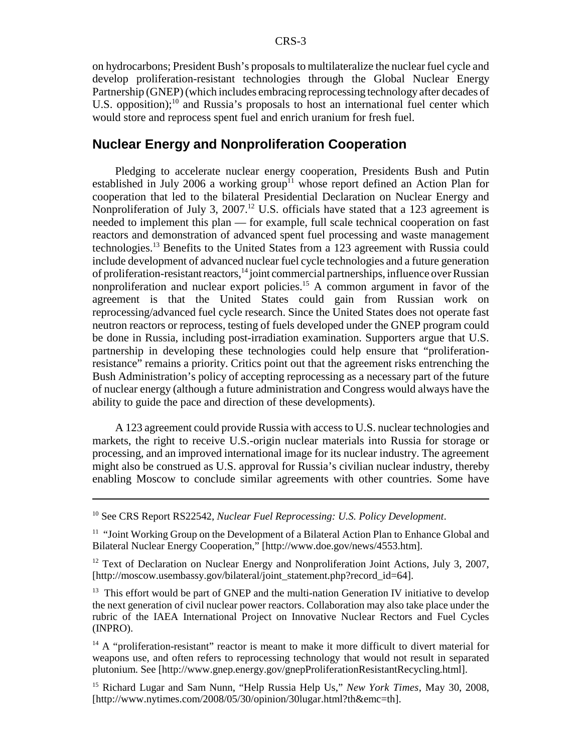on hydrocarbons; President Bush's proposals to multilateralize the nuclear fuel cycle and develop proliferation-resistant technologies through the Global Nuclear Energy Partnership (GNEP) (which includes embracing reprocessing technology after decades of U.S. opposition);[10] and Russia's proposals to host an international fuel center which would store and reprocess spent fuel and enrich uranium for fresh fuel.

## Nuclear Energy and Nonproliferation Cooperation

Pledging to accelerate nuclear energy cooperation, Presidents Bush and Putin established in July 2006 a working group[11] whose report defined an Action Plan for cooperation that led to the bilateral Presidential Declaration on Nuclear Energy and Nonproliferation of July 3, 2007.[12] U.S. officials have stated that a 123 agreement is needed to implement this plan — for example, full scale technical cooperation on fast reactors and demonstration of advanced spent fuel processing and waste management technologies.[13] Benefits to the United States from a 123 agreement with Russia could include development of advanced nuclear fuel cycle technologies and a future generation of proliferation-resistant reactors,[14] joint commercial partnerships, influence over Russian nonproliferation and nuclear export policies.[15] A common argument in favor of the agreement is that the United States could gain from Russian work on reprocessing/advanced fuel cycle research. Since the United States does not operate fast neutron reactors or reprocess, testing of fuels developed under the GNEP program could be done in Russia, including post-irradiation examination. Supporters argue that U.S. partnership in developing these technologies could help ensure that "proliferation-resistance" remains a priority. Critics point out that the agreement risks entrenching the Bush Administration's policy of accepting reprocessing as a necessary part of the future of nuclear energy (although a future administration and Congress would always have the ability to guide the pace and direction of these developments).

A 123 agreement could provide Russia with access to U.S. nuclear technologies and markets, the right to receive U.S.-origin nuclear materials into Russia for storage or processing, and an improved international image for its nuclear industry. The agreement might also be construed as U.S. approval for Russia's civilian nuclear industry, thereby enabling Moscow to conclude similar agreements with other countries. Some have

---

[10] See CRS Report RS22542, *Nuclear Fuel Reprocessing: U.S. Policy Development*.

[11] "Joint Working Group on the Development of a Bilateral Action Plan to Enhance Global and Bilateral Nuclear Energy Cooperation," [http://www.doe.gov/news/4553.htm].

[12] Text of Declaration on Nuclear Energy and Nonproliferation Joint Actions, July 3, 2007, [http://moscow.usembassy.gov/bilateral/joint_statement.php?record_id=64].

[13] This effort would be part of GNEP and the multi-nation Generation IV initiative to develop the next generation of civil nuclear power reactors. Collaboration may also take place under the rubric of the IAEA International Project on Innovative Nuclear Rectors and Fuel Cycles (INPRO).

[14] A "proliferation-resistant" reactor is meant to make it more difficult to divert material for weapons use, and often refers to reprocessing technology that would not result in separated plutonium. See [http://www.gnep.energy.gov/gnepProliferationResistantRecycling.html].

[15] Richard Lugar and Sam Nunn, "Help Russia Help Us," *New York Times*, May 30, 2008, [http://www.nytimes.com/2008/05/30/opinion/30lugar.html?th&emc=th].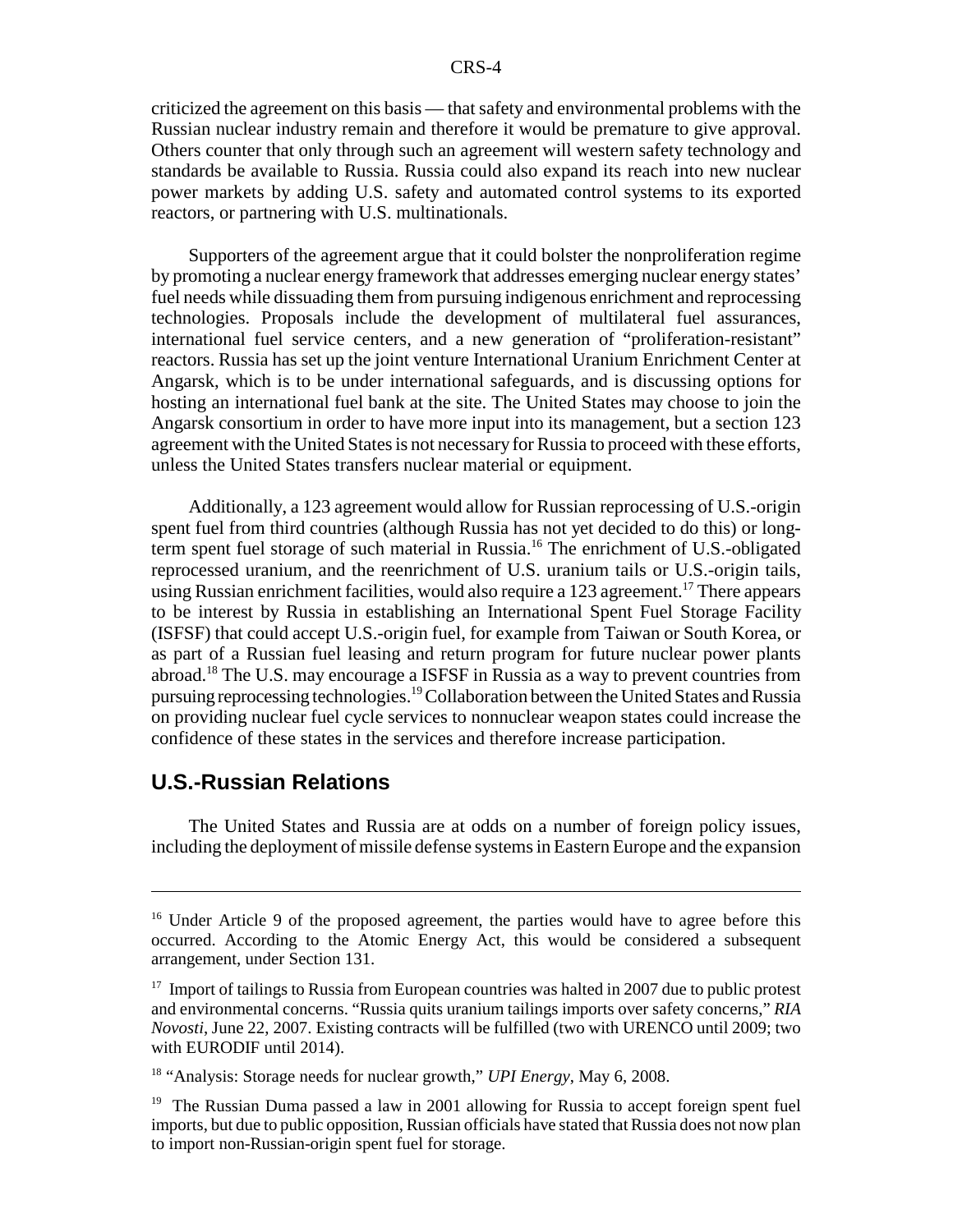criticized the agreement on this basis — that safety and environmental problems with the Russian nuclear industry remain and therefore it would be premature to give approval. Others counter that only through such an agreement will western safety technology and standards be available to Russia. Russia could also expand its reach into new nuclear power markets by adding U.S. safety and automated control systems to its exported reactors, or partnering with U.S. multinationals.

Supporters of the agreement argue that it could bolster the nonproliferation regime by promoting a nuclear energy framework that addresses emerging nuclear energy states' fuel needs while dissuading them from pursuing indigenous enrichment and reprocessing technologies. Proposals include the development of multilateral fuel assurances, international fuel service centers, and a new generation of "proliferation-resistant" reactors. Russia has set up the joint venture International Uranium Enrichment Center at Angarsk, which is to be under international safeguards, and is discussing options for hosting an international fuel bank at the site. The United States may choose to join the Angarsk consortium in order to have more input into its management, but a section 123 agreement with the United States is not necessary for Russia to proceed with these efforts, unless the United States transfers nuclear material or equipment.

Additionally, a 123 agreement would allow for Russian reprocessing of U.S.-origin spent fuel from third countries (although Russia has not yet decided to do this) or long-term spent fuel storage of such material in Russia.[16] The enrichment of U.S.-obligated reprocessed uranium, and the reenrichment of U.S. uranium tails or U.S.-origin tails, using Russian enrichment facilities, would also require a 123 agreement.[17] There appears to be interest by Russia in establishing an International Spent Fuel Storage Facility (ISFSF) that could accept U.S.-origin fuel, for example from Taiwan or South Korea, or as part of a Russian fuel leasing and return program for future nuclear power plants abroad.[18] The U.S. may encourage a ISFSF in Russia as a way to prevent countries from pursuing reprocessing technologies.[19] Collaboration between the United States and Russia on providing nuclear fuel cycle services to nonnuclear weapon states could increase the confidence of these states in the services and therefore increase participation.

## U.S.-Russian Relations

The United States and Russia are at odds on a number of foreign policy issues, including the deployment of missile defense systems in Eastern Europe and the expansion

---

[16] Under Article 9 of the proposed agreement, the parties would have to agree before this occurred. According to the Atomic Energy Act, this would be considered a subsequent arrangement, under Section 131.

[17] Import of tailings to Russia from European countries was halted in 2007 due to public protest and environmental concerns. "Russia quits uranium tailings imports over safety concerns," *RIA Novosti*, June 22, 2007. Existing contracts will be fulfilled (two with URENCO until 2009; two with EURODIF until 2014).

[18] "Analysis: Storage needs for nuclear growth," *UPI Energy*, May 6, 2008.

[19] The Russian Duma passed a law in 2001 allowing for Russia to accept foreign spent fuel imports, but due to public opposition, Russian officials have stated that Russia does not now plan to import non-Russian-origin spent fuel for storage.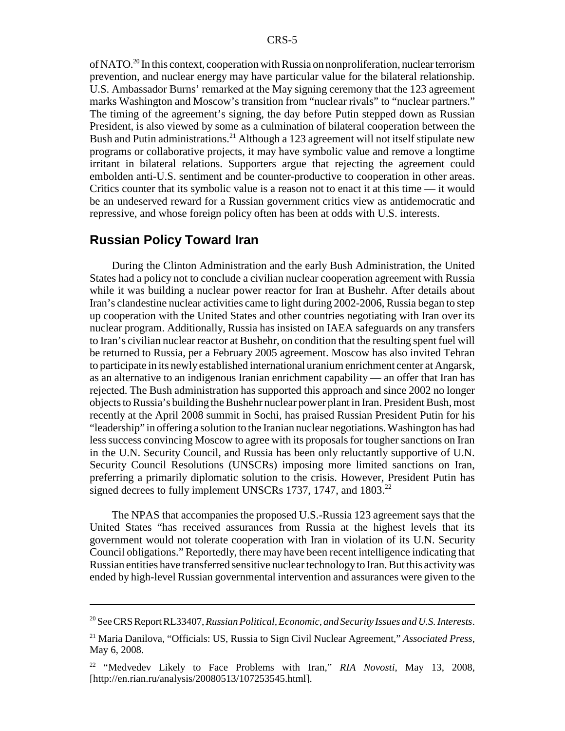of NATO.[20] In this context, cooperation with Russia on nonproliferation, nuclear terrorism prevention, and nuclear energy may have particular value for the bilateral relationship. U.S. Ambassador Burns' remarked at the May signing ceremony that the 123 agreement marks Washington and Moscow's transition from "nuclear rivals" to "nuclear partners." The timing of the agreement's signing, the day before Putin stepped down as Russian President, is also viewed by some as a culmination of bilateral cooperation between the Bush and Putin administrations.[21] Although a 123 agreement will not itself stipulate new programs or collaborative projects, it may have symbolic value and remove a longtime irritant in bilateral relations. Supporters argue that rejecting the agreement could embolden anti-U.S. sentiment and be counter-productive to cooperation in other areas. Critics counter that its symbolic value is a reason not to enact it at this time — it would be an undeserved reward for a Russian government critics view as antidemocratic and repressive, and whose foreign policy often has been at odds with U.S. interests.

## Russian Policy Toward Iran

During the Clinton Administration and the early Bush Administration, the United States had a policy not to conclude a civilian nuclear cooperation agreement with Russia while it was building a nuclear power reactor for Iran at Bushehr. After details about Iran's clandestine nuclear activities came to light during 2002-2006, Russia began to step up cooperation with the United States and other countries negotiating with Iran over its nuclear program. Additionally, Russia has insisted on IAEA safeguards on any transfers to Iran's civilian nuclear reactor at Bushehr, on condition that the resulting spent fuel will be returned to Russia, per a February 2005 agreement. Moscow has also invited Tehran to participate in its newly established international uranium enrichment center at Angarsk, as an alternative to an indigenous Iranian enrichment capability — an offer that Iran has rejected. The Bush administration has supported this approach and since 2002 no longer objects to Russia's building the Bushehr nuclear power plant in Iran. President Bush, most recently at the April 2008 summit in Sochi, has praised Russian President Putin for his "leadership" in offering a solution to the Iranian nuclear negotiations. Washington has had less success convincing Moscow to agree with its proposals for tougher sanctions on Iran in the U.N. Security Council, and Russia has been only reluctantly supportive of U.N. Security Council Resolutions (UNSCRs) imposing more limited sanctions on Iran, preferring a primarily diplomatic solution to the crisis. However, President Putin has signed decrees to fully implement UNSCRs 1737, 1747, and 1803.[22]

The NPAS that accompanies the proposed U.S.-Russia 123 agreement says that the United States "has received assurances from Russia at the highest levels that its government would not tolerate cooperation with Iran in violation of its U.N. Security Council obligations." Reportedly, there may have been recent intelligence indicating that Russian entities have transferred sensitive nuclear technology to Iran. But this activity was ended by high-level Russian governmental intervention and assurances were given to the

---

[20] See CRS Report RL33407, *Russian Political, Economic, and Security Issues and U.S. Interests*.

[21] Maria Danilova, "Officials: US, Russia to Sign Civil Nuclear Agreement," *Associated Press*, May 6, 2008.

[22] "Medvedev Likely to Face Problems with Iran," *RIA Novosti*, May 13, 2008, [http://en.rian.ru/analysis/20080513/107253545.html].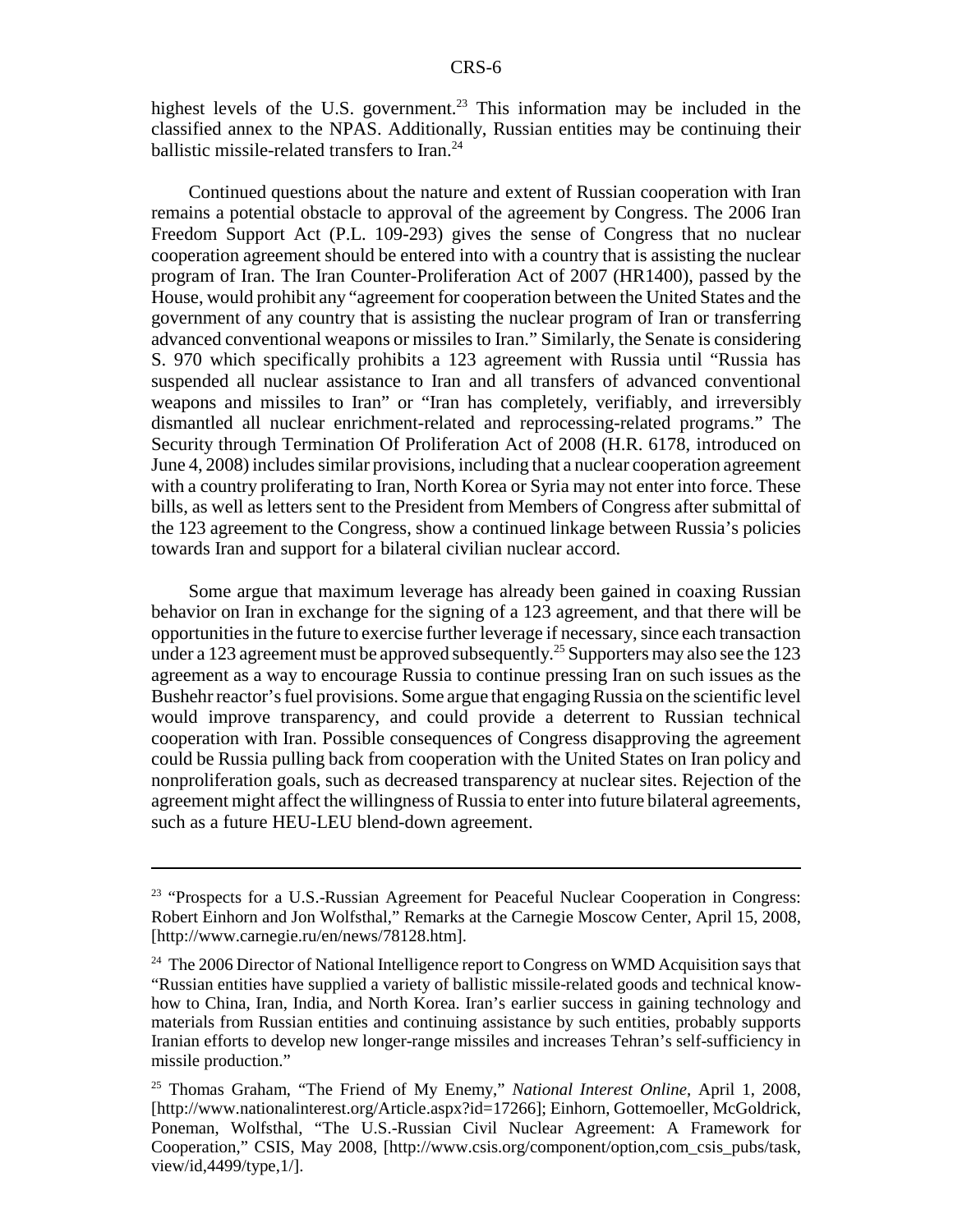highest levels of the U.S. government.[23] This information may be included in the classified annex to the NPAS. Additionally, Russian entities may be continuing their ballistic missile-related transfers to Iran.[24]

Continued questions about the nature and extent of Russian cooperation with Iran remains a potential obstacle to approval of the agreement by Congress. The 2006 Iran Freedom Support Act (P.L. 109-293) gives the sense of Congress that no nuclear cooperation agreement should be entered into with a country that is assisting the nuclear program of Iran. The Iran Counter-Proliferation Act of 2007 (HR1400), passed by the House, would prohibit any "agreement for cooperation between the United States and the government of any country that is assisting the nuclear program of Iran or transferring advanced conventional weapons or missiles to Iran." Similarly, the Senate is considering S. 970 which specifically prohibits a 123 agreement with Russia until "Russia has suspended all nuclear assistance to Iran and all transfers of advanced conventional weapons and missiles to Iran" or "Iran has completely, verifiably, and irreversibly dismantled all nuclear enrichment-related and reprocessing-related programs." The Security through Termination Of Proliferation Act of 2008 (H.R. 6178, introduced on June 4, 2008) includes similar provisions, including that a nuclear cooperation agreement with a country proliferating to Iran, North Korea or Syria may not enter into force. These bills, as well as letters sent to the President from Members of Congress after submittal of the 123 agreement to the Congress, show a continued linkage between Russia's policies towards Iran and support for a bilateral civilian nuclear accord.

Some argue that maximum leverage has already been gained in coaxing Russian behavior on Iran in exchange for the signing of a 123 agreement, and that there will be opportunities in the future to exercise further leverage if necessary, since each transaction under a 123 agreement must be approved subsequently.[25] Supporters may also see the 123 agreement as a way to encourage Russia to continue pressing Iran on such issues as the Bushehr reactor's fuel provisions. Some argue that engaging Russia on the scientific level would improve transparency, and could provide a deterrent to Russian technical cooperation with Iran. Possible consequences of Congress disapproving the agreement could be Russia pulling back from cooperation with the United States on Iran policy and nonproliferation goals, such as decreased transparency at nuclear sites. Rejection of the agreement might affect the willingness of Russia to enter into future bilateral agreements, such as a future HEU-LEU blend-down agreement.

---

[23] "Prospects for a U.S.-Russian Agreement for Peaceful Nuclear Cooperation in Congress: Robert Einhorn and Jon Wolfsthal," Remarks at the Carnegie Moscow Center, April 15, 2008, [http://www.carnegie.ru/en/news/78128.htm].

[24] The 2006 Director of National Intelligence report to Congress on WMD Acquisition says that "Russian entities have supplied a variety of ballistic missile-related goods and technical know-how to China, Iran, India, and North Korea. Iran's earlier success in gaining technology and materials from Russian entities and continuing assistance by such entities, probably supports Iranian efforts to develop new longer-range missiles and increases Tehran's self-sufficiency in missile production."

[25] Thomas Graham, "The Friend of My Enemy," *National Interest Online*, April 1, 2008, [http://www.nationalinterest.org/Article.aspx?id=17266]; Einhorn, Gottemoeller, McGoldrick, Poneman, Wolfsthal, "The U.S.-Russian Civil Nuclear Agreement: A Framework for Cooperation," CSIS, May 2008, [http://www.csis.org/component/option,com_csis_pubs/task,view/id,4499/type,1/].